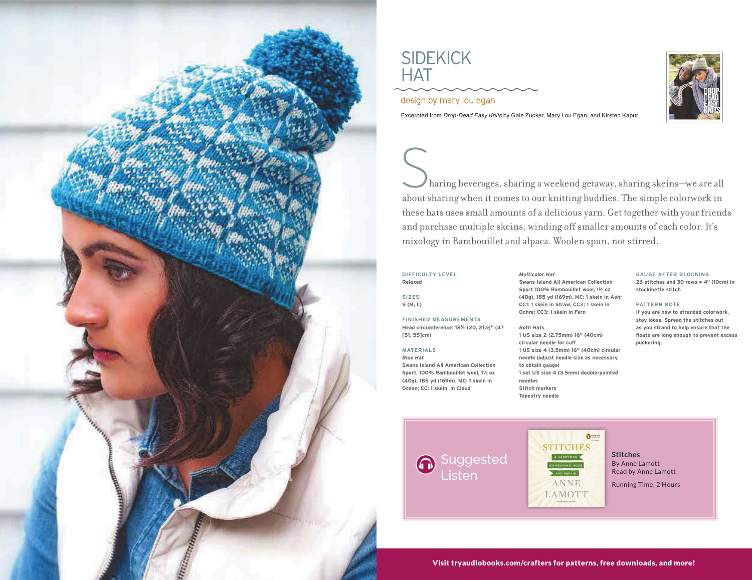# SIDEKICK HAT

design by mary lou egan

Excerpted from *Drop-Dead Easy Knits* by Gale Zucker, Mary Lou Egan, and Kirsten Kapur

Sharing beverages, sharing a weekend getaway, sharing skeins—we are all about sharing when it comes to our knitting buddies. The simple colorwork in these hats uses small amounts of a delicious yarn. Get together with your friends and purchase multiple skeins, winding off smaller amounts of each color. It's mixology in Rambouillet and alpaca. Woolen spun, not stirred.

**DIFFICULTY LEVEL**
**Relaxed**

**SIZES**
**S (M, L)**

**FINISHED MEASUREMENTS**
**Head circumference: 18½ (20, 21½)" (47 [51, 55]cm)**

**MATERIALS**

***Blue Hat***
**Swans Island All American Collection Sport, 100% Rambouillet wool, 1½ oz (40g), 185 yd (169m). MC: 1 skein in Ocean; CC: 1 skein in Cloud**

***Multicolor Hat***
**Swans Island All American Collection Sport 100% Rambouillet wool, 1½ oz (40g), 185 yd (169m). MC: 1 skein in Ash; CC1: 1 skein in Straw; CC2: 1 skein in Ochre; CC3: 1 skein in Fern**

***Both Hats***
**1 US size 2 (2.75mm) 16" (40cm) circular needle for cuff**
**1 US size 4 (3.5mm) 16" (40cm) circular needle (adjust needle size as necessary to obtain gauge)**
**1 set US size 4 (3.5mm) double-pointed needles**
**Stitch markers**
**Tapestry needle**

**GAUGE AFTER BLOCKING**
**26 stitches and 30 rows = 4" (10cm) in stockinette stitch**

**PATTERN NOTE**
**If you are new to stranded colorwork, stay loose. Spread the stitches out as you strand to help ensure that the floats are long enough to prevent excess puckering.**

Suggested Listen

**Stitches**
By Anne Lamott
Read by Anne Lamott

Running Time: 2 Hours

**Visit tryaudiobooks.com/crafters for patterns, free downloads, and more!**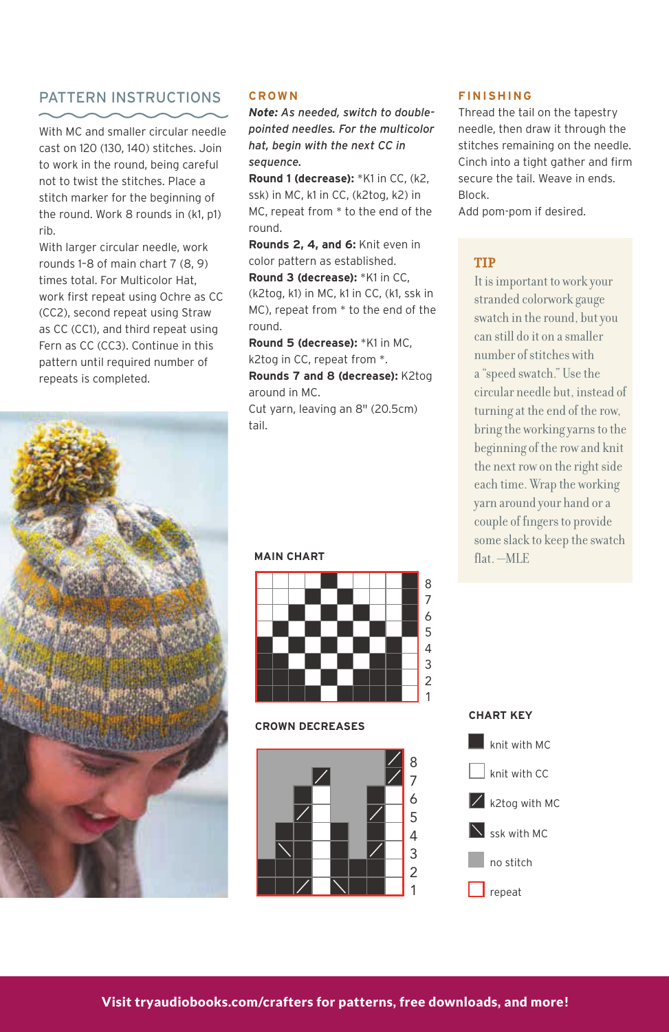## PATTERN INSTRUCTIONS

With MC and smaller circular needle cast on 120 (130, 140) stitches. Join to work in the round, being careful not to twist the stitches. Place a stitch marker for the beginning of the round. Work 8 rounds in (k1, p1) rib.

With larger circular needle, work rounds 1–8 of main chart 7 (8, 9) times total. For Multicolor Hat, work first repeat using Ochre as CC (CC2), second repeat using Straw as CC (CC1), and third repeat using Fern as CC (CC3). Continue in this pattern until required number of repeats is completed.

### CROWN

***Note:** As needed, switch to double-pointed needles. For the multicolor hat, begin with the next CC in sequence.*

**Round 1 (decrease):** *K1 in CC, (k2, ssk) in MC, k1 in CC, (k2tog, k2) in MC, repeat from * to the end of the round.

**Rounds 2, 4, and 6:** Knit even in color pattern as established.

**Round 3 (decrease):** *K1 in CC, (k2tog, k1) in MC, k1 in CC, (k1, ssk in MC), repeat from * to the end of the round.

**Round 5 (decrease):** *K1 in MC, k2tog in CC, repeat from *.

**Rounds 7 and 8 (decrease):** K2tog around in MC.

Cut yarn, leaving an 8" (20.5cm) tail.

### FINISHING

Thread the tail on the tapestry needle, then draw it through the stitches remaining on the needle. Cinch into a tight gather and firm secure the tail. Weave in ends. Block.

Add pom-pom if desired.

> **TIP**
>
> It is important to work your stranded colorwork gauge swatch in the round, but you can still do it on a smaller number of stitches with a "speed swatch." Use the circular needle but, instead of turning at the end of the row, bring the working yarns to the beginning of the row and knit the next row on the right side each time. Wrap the working yarn around your hand or a couple of fingers to provide some slack to keep the swatch flat. —MLE

**MAIN CHART**

8
7
6
5
4
3
2
1

**CROWN DECREASES**

8
7
6
5
4
3
2
1

**CHART KEY**

- knit with MC
- knit with CC
- k2tog with MC
- ssk with MC
- no stitch
- repeat

**Visit tryaudiobooks.com/crafters for patterns, free downloads, and more!**